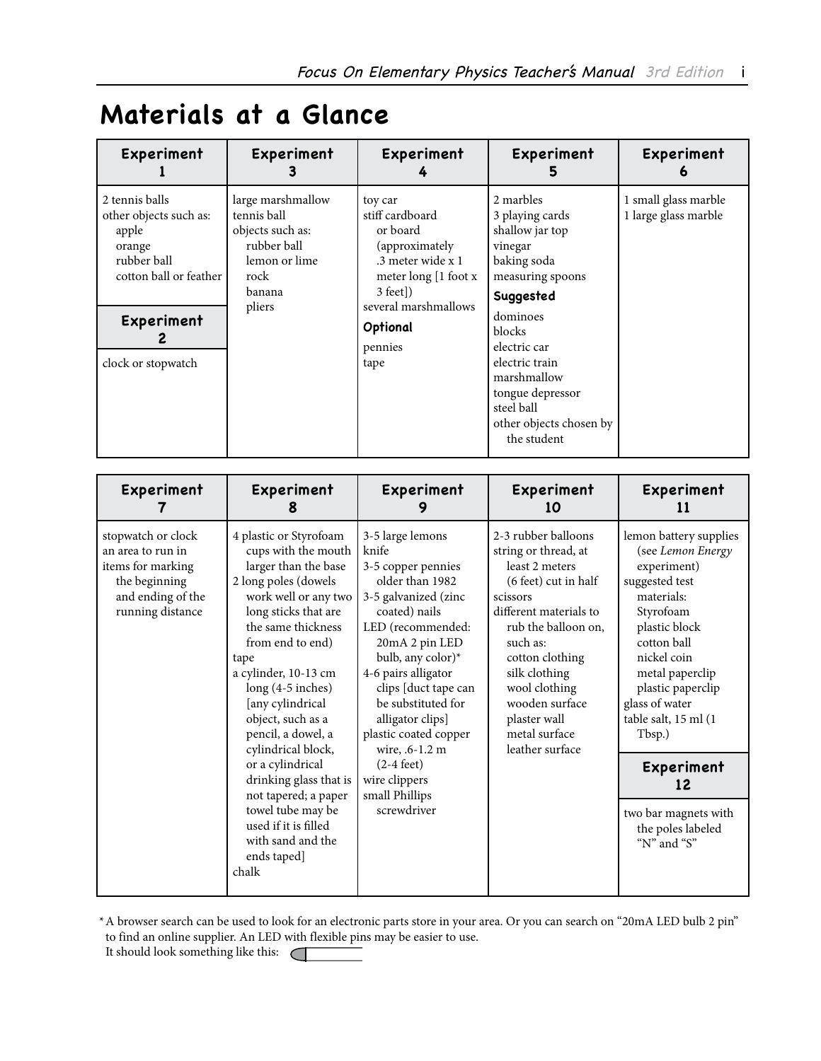# Materials at a Glance

| Experiment 1 | Experiment 3 | Experiment 4 | Experiment 5 | Experiment 6 |
|---|---|---|---|---|
| 2 tennis balls<br>other objects such as:<br>apple<br>orange<br>rubber ball<br>cotton ball or feather<br><br>**Experiment 2**<br>clock or stopwatch | large marshmallow<br>tennis ball<br>objects such as:<br>rubber ball<br>lemon or lime<br>rock<br>banana<br>pliers | toy car<br>stiff cardboard or board (approximately .3 meter wide x 1 meter long [1 foot x 3 feet])<br>several marshmallows<br>**Optional**<br>pennies<br>tape | 2 marbles<br>3 playing cards<br>shallow jar top<br>vinegar<br>baking soda<br>measuring spoons<br>**Suggested**<br>dominoes<br>blocks<br>electric car<br>electric train<br>marshmallow<br>tongue depressor<br>steel ball<br>other objects chosen by the student | 1 small glass marble<br>1 large glass marble |

| Experiment 7 | Experiment 8 | Experiment 9 | Experiment 10 | Experiment 11 |
|---|---|---|---|---|
| stopwatch or clock<br>an area to run in<br>items for marking the beginning and ending of the running distance | 4 plastic or Styrofoam cups with the mouth larger than the base<br>2 long poles (dowels work well or any two long sticks that are the same thickness from end to end)<br>tape<br>a cylinder, 10-13 cm long (4-5 inches) [any cylindrical object, such as a pencil, a dowel, a cylindrical block, or a cylindrical drinking glass that is not tapered; a paper towel tube may be used if it is filled with sand and the ends taped]<br>chalk | 3-5 large lemons<br>knife<br>3-5 copper pennies older than 1982<br>3-5 galvanized (zinc coated) nails<br>LED (recommended: 20mA 2 pin LED bulb, any color)*<br>4-6 pairs alligator clips [duct tape can be substituted for alligator clips]<br>plastic coated copper wire, .6-1.2 m (2-4 feet)<br>wire clippers<br>small Phillips screwdriver | 2-3 rubber balloons<br>string or thread, at least 2 meters (6 feet) cut in half<br>scissors<br>different materials to rub the balloon on, such as:<br>cotton clothing<br>silk clothing<br>wool clothing<br>wooden surface<br>plaster wall<br>metal surface<br>leather surface | lemon battery supplies (see *Lemon Energy* experiment)<br>suggested test materials:<br>Styrofoam<br>plastic block<br>cotton ball<br>nickel coin<br>metal paperclip<br>plastic paperclip<br>glass of water<br>table salt, 15 ml (1 Tbsp.)<br><br>**Experiment 12**<br>two bar magnets with the poles labeled "N" and "S" |

* A browser search can be used to look for an electronic parts store in your area. Or you can search on "20mA LED bulb 2 pin" to find an online supplier. An LED with flexible pins may be easier to use.
It should look something like this: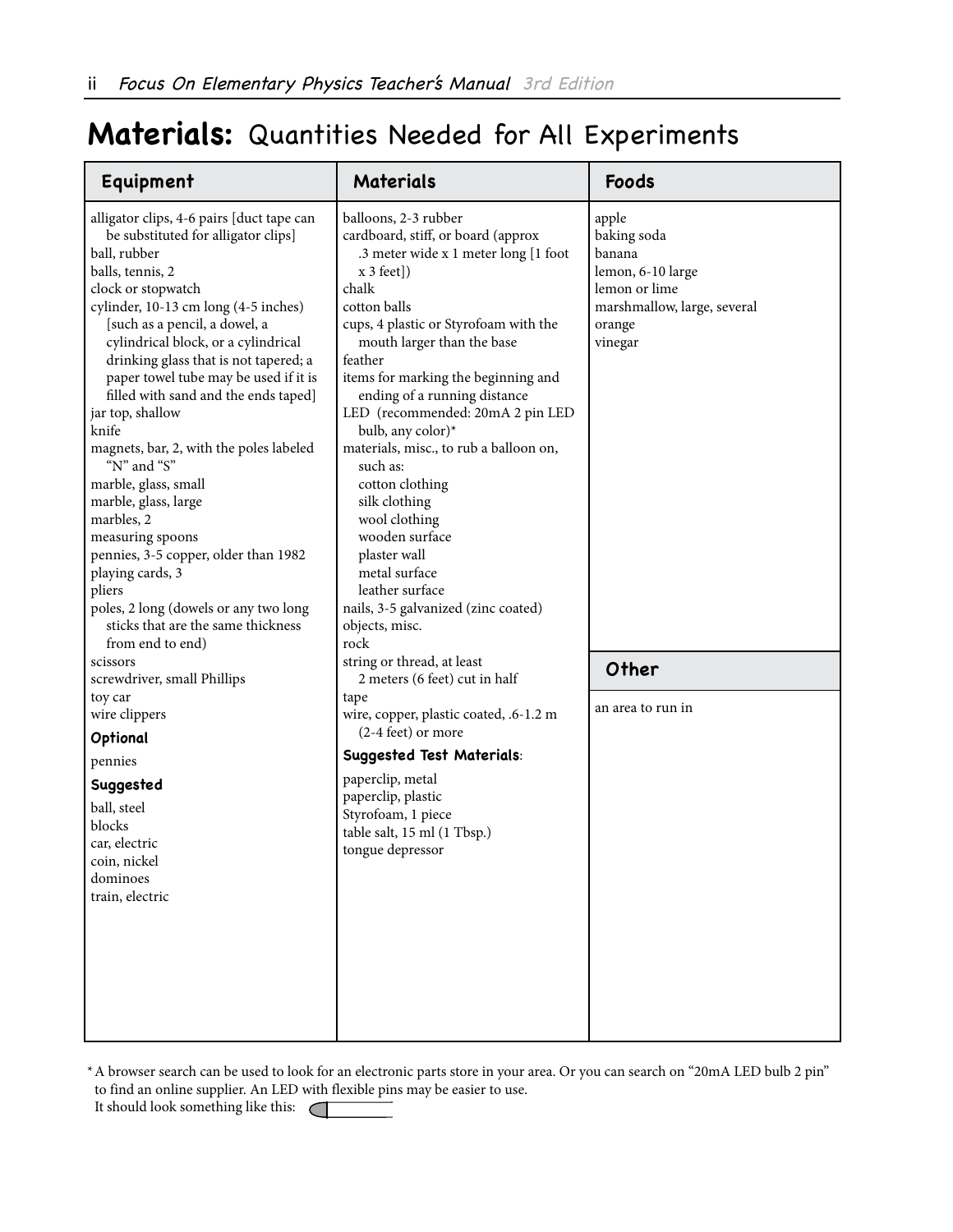# Materials: Quantities Needed for All Experiments

| Equipment | Materials | Foods |
|---|---|---|
| alligator clips, 4-6 pairs [duct tape can be substituted for alligator clips]<br>ball, rubber<br>balls, tennis, 2<br>clock or stopwatch<br>cylinder, 10-13 cm long (4-5 inches) [such as a pencil, a dowel, a cylindrical block, or a cylindrical drinking glass that is not tapered; a paper towel tube may be used if it is filled with sand and the ends taped]<br>jar top, shallow<br>knife<br>magnets, bar, 2, with the poles labeled "N" and "S"<br>marble, glass, small<br>marble, glass, large<br>marbles, 2<br>measuring spoons<br>pennies, 3-5 copper, older than 1982<br>playing cards, 3<br>pliers<br>poles, 2 long (dowels or any two long sticks that are the same thickness from end to end)<br>scissors<br>screwdriver, small Phillips<br>toy car<br>wire clippers<br>**Optional**<br>pennies<br>**Suggested**<br>ball, steel<br>blocks<br>car, electric<br>coin, nickel<br>dominoes<br>train, electric | balloons, 2-3 rubber<br>cardboard, stiff, or board (approx .3 meter wide x 1 meter long [1 foot x 3 feet])<br>chalk<br>cotton balls<br>cups, 4 plastic or Styrofoam with the mouth larger than the base<br>feather<br>items for marking the beginning and ending of a running distance<br>LED (recommended: 20mA 2 pin LED bulb, any color)*<br>materials, misc., to rub a balloon on, such as:<br>cotton clothing<br>silk clothing<br>wool clothing<br>wooden surface<br>plaster wall<br>metal surface<br>leather surface<br>nails, 3-5 galvanized (zinc coated)<br>objects, misc.<br>rock<br>string or thread, at least 2 meters (6 feet) cut in half<br>tape<br>wire, copper, plastic coated, .6-1.2 m (2-4 feet) or more<br>**Suggested Test Materials**:<br>paperclip, metal<br>paperclip, plastic<br>Styrofoam, 1 piece<br>table salt, 15 ml (1 Tbsp.)<br>tongue depressor | apple<br>baking soda<br>banana<br>lemon, 6-10 large<br>lemon or lime<br>marshmallow, large, several<br>orange<br>vinegar<br><br>**Other**<br>an area to run in |

\* A browser search can be used to look for an electronic parts store in your area. Or you can search on "20mA LED bulb 2 pin" to find an online supplier. An LED with flexible pins may be easier to use.
It should look something like this: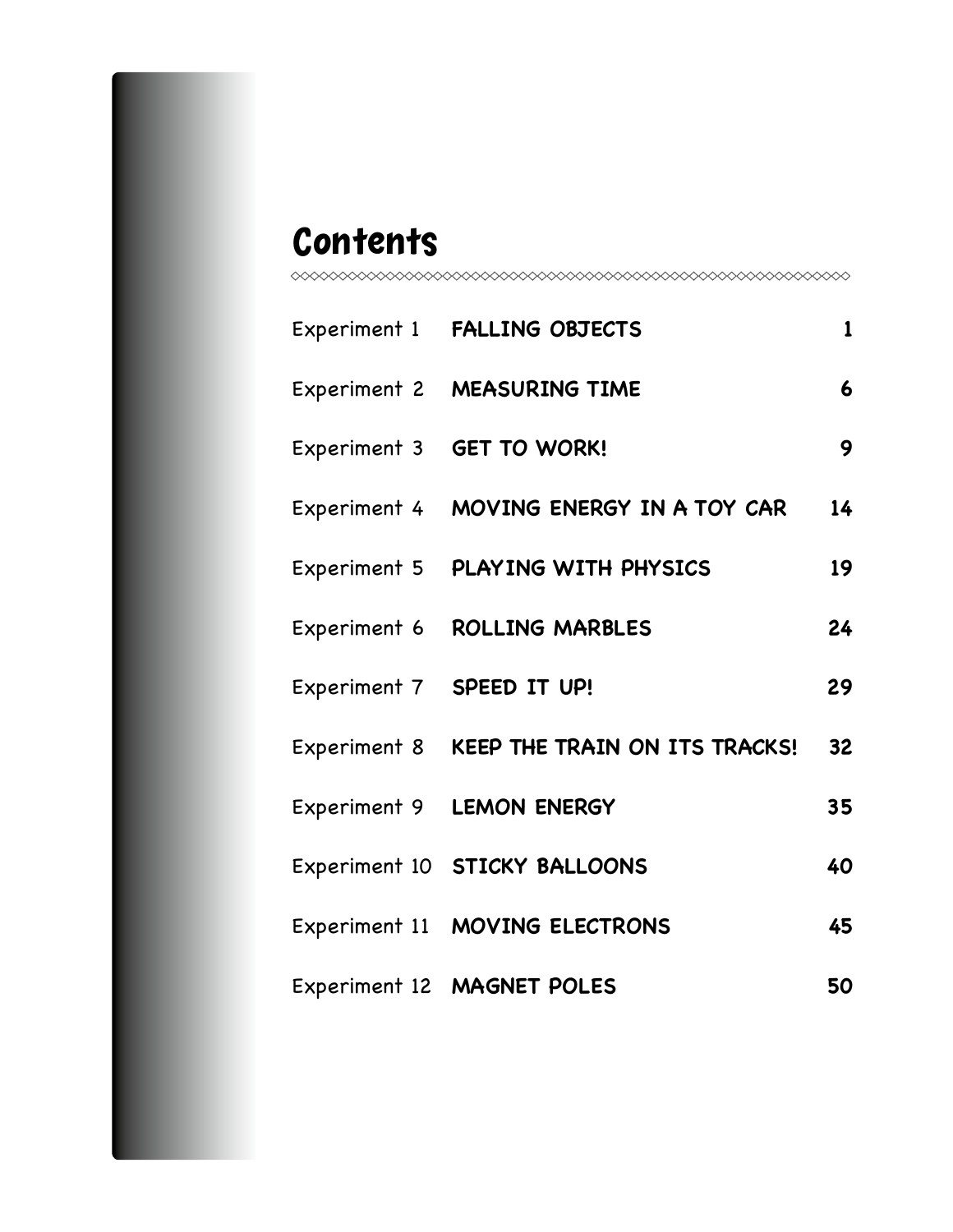# Contents

| | | |
|---|---|---|
| Experiment 1 | **FALLING OBJECTS** | **1** |
| Experiment 2 | **MEASURING TIME** | **6** |
| Experiment 3 | **GET TO WORK!** | **9** |
| Experiment 4 | **MOVING ENERGY IN A TOY CAR** | **14** |
| Experiment 5 | **PLAYING WITH PHYSICS** | **19** |
| Experiment 6 | **ROLLING MARBLES** | **24** |
| Experiment 7 | **SPEED IT UP!** | **29** |
| Experiment 8 | **KEEP THE TRAIN ON ITS TRACKS!** | **32** |
| Experiment 9 | **LEMON ENERGY** | **35** |
| Experiment 10 | **STICKY BALLOONS** | **40** |
| Experiment 11 | **MOVING ELECTRONS** | **45** |
| Experiment 12 | **MAGNET POLES** | **50** |